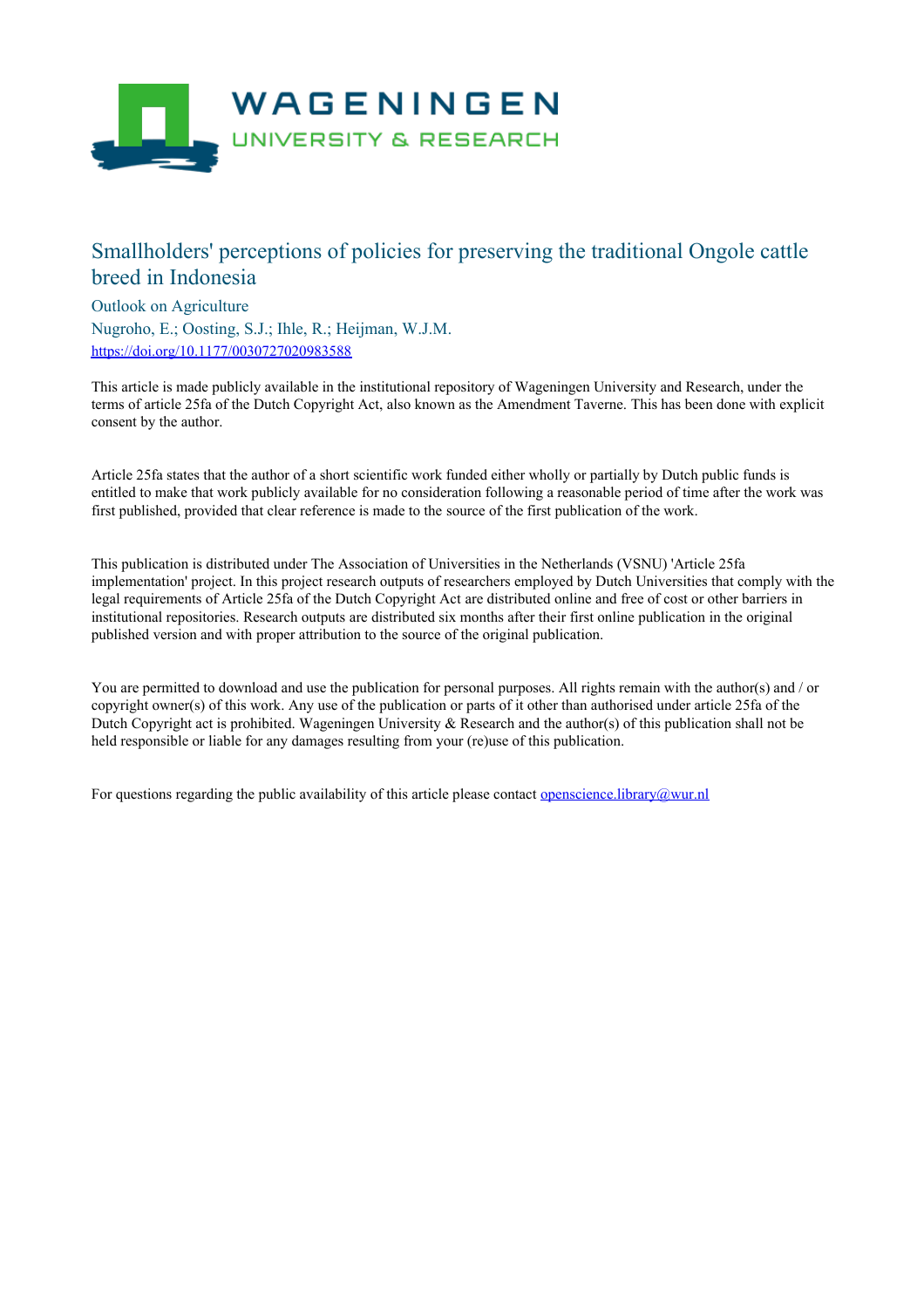# Smallholders' perceptions of policies for preserving the traditional Ongole cattle breed in Indonesia

Outlook on Agriculture

Nugroho, E.; Oosting, S.J.; Ihle, R.; Heijman, W.J.M.

https://doi.org/10.1177/0030727020983588

This article is made publicly available in the institutional repository of Wageningen University and Research, under the terms of article 25fa of the Dutch Copyright Act, also known as the Amendment Taverne. This has been done with explicit consent by the author.

Article 25fa states that the author of a short scientific work funded either wholly or partially by Dutch public funds is entitled to make that work publicly available for no consideration following a reasonable period of time after the work was first published, provided that clear reference is made to the source of the first publication of the work.

This publication is distributed under The Association of Universities in the Netherlands (VSNU) 'Article 25fa implementation' project. In this project research outputs of researchers employed by Dutch Universities that comply with the legal requirements of Article 25fa of the Dutch Copyright Act are distributed online and free of cost or other barriers in institutional repositories. Research outputs are distributed six months after their first online publication in the original published version and with proper attribution to the source of the original publication.

You are permitted to download and use the publication for personal purposes. All rights remain with the author(s) and / or copyright owner(s) of this work. Any use of the publication or parts of it other than authorised under article 25fa of the Dutch Copyright act is prohibited. Wageningen University & Research and the author(s) of this publication shall not be held responsible or liable for any damages resulting from your (re)use of this publication.

For questions regarding the public availability of this article please contact openscience.library@wur.nl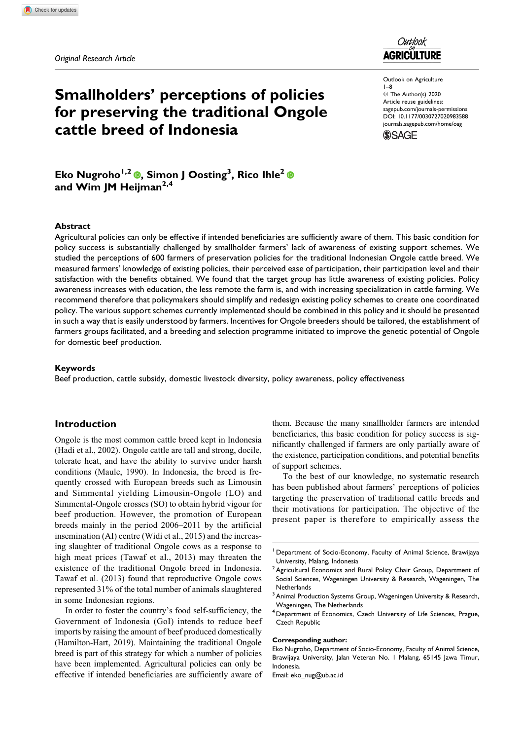*Original Research Article*

# Smallholders' perceptions of policies for preserving the traditional Ongole cattle breed of Indonesia

**Eko Nugroho[1,2], Simon J Oosting[3], Rico Ihle[2] and Wim JM Heijman[2,4]**

Outlook on Agriculture
1–8
© The Author(s) 2020
Article reuse guidelines:
sagepub.com/journals-permissions
DOI: 10.1177/0030727020983588
journals.sagepub.com/home/oag

### Abstract

Agricultural policies can only be effective if intended beneficiaries are sufficiently aware of them. This basic condition for policy success is substantially challenged by smallholder farmers' lack of awareness of existing support schemes. We studied the perceptions of 600 farmers of preservation policies for the traditional Indonesian Ongole cattle breed. We measured farmers' knowledge of existing policies, their perceived ease of participation, their participation level and their satisfaction with the benefits obtained. We found that the target group has little awareness of existing policies. Policy awareness increases with education, the less remote the farm is, and with increasing specialization in cattle farming. We recommend therefore that policymakers should simplify and redesign existing policy schemes to create one coordinated policy. The various support schemes currently implemented should be combined in this policy and it should be presented in such a way that is easily understood by farmers. Incentives for Ongole breeders should be tailored, the establishment of farmers groups facilitated, and a breeding and selection programme initiated to improve the genetic potential of Ongole for domestic beef production.

### Keywords

Beef production, cattle subsidy, domestic livestock diversity, policy awareness, policy effectiveness

## Introduction

Ongole is the most common cattle breed kept in Indonesia (Hadi et al., 2002). Ongole cattle are tall and strong, docile, tolerate heat, and have the ability to survive under harsh conditions (Maule, 1990). In Indonesia, the breed is frequently crossed with European breeds such as Limousin and Simmental yielding Limousin-Ongole (LO) and Simmental-Ongole crosses (SO) to obtain hybrid vigour for beef production. However, the promotion of European breeds mainly in the period 2006–2011 by the artificial insemination (AI) centre (Widi et al., 2015) and the increasing slaughter of traditional Ongole cows as a response to high meat prices (Tawaf et al., 2013) may threaten the existence of the traditional Ongole breed in Indonesia. Tawaf et al. (2013) found that reproductive Ongole cows represented 31% of the total number of animals slaughtered in some Indonesian regions.

In order to foster the country's food self-sufficiency, the Government of Indonesia (GoI) intends to reduce beef imports by raising the amount of beef produced domestically (Hamilton-Hart, 2019). Maintaining the traditional Ongole breed is part of this strategy for which a number of policies have been implemented. Agricultural policies can only be effective if intended beneficiaries are sufficiently aware of them. Because the many smallholder farmers are intended beneficiaries, this basic condition for policy success is significantly challenged if farmers are only partially aware of the existence, participation conditions, and potential benefits of support schemes.

To the best of our knowledge, no systematic research has been published about farmers' perceptions of policies targeting the preservation of traditional cattle breeds and their motivations for participation. The objective of the present paper is therefore to empirically assess the

[1] Department of Socio-Economy, Faculty of Animal Science, Brawijaya University, Malang, Indonesia
[2] Agricultural Economics and Rural Policy Chair Group, Department of Social Sciences, Wageningen University & Research, Wageningen, The Netherlands
[3] Animal Production Systems Group, Wageningen University & Research, Wageningen, The Netherlands
[4] Department of Economics, Czech University of Life Sciences, Prague, Czech Republic

**Corresponding author:**
Eko Nugroho, Department of Socio-Economy, Faculty of Animal Science, Brawijaya University, Jalan Veteran No. 1 Malang, 65145 Jawa Timur, Indonesia.
Email: eko_nug@ub.ac.id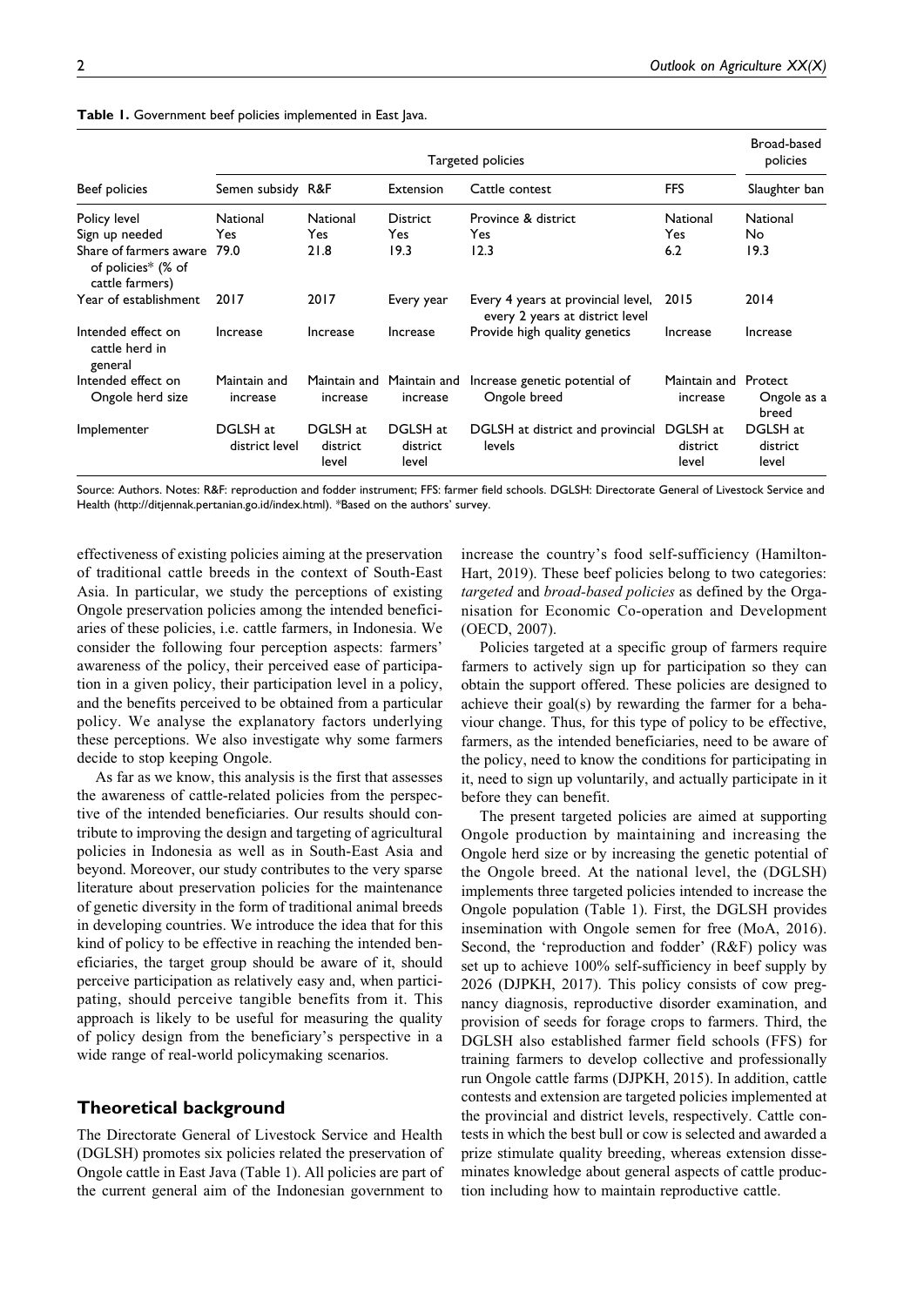**Table 1.** Government beef policies implemented in East Java.

| Beef policies | Targeted policies | | | | | Broad-based policies |
|---|---|---|---|---|---|---|
| | Semen subsidy | R&F | Extension | Cattle contest | FFS | Slaughter ban |
| Policy level | National | National | District | Province & district | National | National |
| Sign up needed | Yes | Yes | Yes | Yes | Yes | No |
| Share of farmers aware of policies* (% of cattle farmers) | 79.0 | 21.8 | 19.3 | 12.3 | 6.2 | 19.3 |
| Year of establishment | 2017 | 2017 | Every year | Every 4 years at provincial level, every 2 years at district level | 2015 | 2014 |
| Intended effect on cattle herd in general | Increase | Increase | Increase | Provide high quality genetics | Increase | Increase |
| Intended effect on Ongole herd size | Maintain and increase | Maintain and increase | Maintain and increase | Increase genetic potential of Ongole breed | Maintain and increase | Protect Ongole as a breed |
| Implementer | DGLSH at district level | DGLSH at district level | DGLSH at district level | DGLSH at district and provincial levels | DGLSH at district level | DGLSH at district level |

Source: Authors. Notes: R&F: reproduction and fodder instrument; FFS: farmer field schools. DGLSH: Directorate General of Livestock Service and Health (http://ditjennak.pertanian.go.id/index.html). *Based on the authors' survey.

effectiveness of existing policies aiming at the preservation of traditional cattle breeds in the context of South-East Asia. In particular, we study the perceptions of existing Ongole preservation policies among the intended beneficiaries of these policies, i.e. cattle farmers, in Indonesia. We consider the following four perception aspects: farmers' awareness of the policy, their perceived ease of participation in a given policy, their participation level in a policy, and the benefits perceived to be obtained from a particular policy. We analyse the explanatory factors underlying these perceptions. We also investigate why some farmers decide to stop keeping Ongole.

As far as we know, this analysis is the first that assesses the awareness of cattle-related policies from the perspective of the intended beneficiaries. Our results should contribute to improving the design and targeting of agricultural policies in Indonesia as well as in South-East Asia and beyond. Moreover, our study contributes to the very sparse literature about preservation policies for the maintenance of genetic diversity in the form of traditional animal breeds in developing countries. We introduce the idea that for this kind of policy to be effective in reaching the intended beneficiaries, the target group should be aware of it, should perceive participation as relatively easy and, when participating, should perceive tangible benefits from it. This approach is likely to be useful for measuring the quality of policy design from the beneficiary's perspective in a wide range of real-world policymaking scenarios.

## Theoretical background

The Directorate General of Livestock Service and Health (DGLSH) promotes six policies related the preservation of Ongole cattle in East Java (Table 1). All policies are part of the current general aim of the Indonesian government to increase the country's food self-sufficiency (Hamilton-Hart, 2019). These beef policies belong to two categories: *targeted* and *broad-based policies* as defined by the Organisation for Economic Co-operation and Development (OECD, 2007).

Policies targeted at a specific group of farmers require farmers to actively sign up for participation so they can obtain the support offered. These policies are designed to achieve their goal(s) by rewarding the farmer for a behaviour change. Thus, for this type of policy to be effective, farmers, as the intended beneficiaries, need to be aware of the policy, need to know the conditions for participating in it, need to sign up voluntarily, and actually participate in it before they can benefit.

The present targeted policies are aimed at supporting Ongole production by maintaining and increasing the Ongole herd size or by increasing the genetic potential of the Ongole breed. At the national level, the (DGLSH) implements three targeted policies intended to increase the Ongole population (Table 1). First, the DGLSH provides insemination with Ongole semen for free (MoA, 2016). Second, the 'reproduction and fodder' (R&F) policy was set up to achieve 100% self-sufficiency in beef supply by 2026 (DJPKH, 2017). This policy consists of cow pregnancy diagnosis, reproductive disorder examination, and provision of seeds for forage crops to farmers. Third, the DGLSH also established farmer field schools (FFS) for training farmers to develop collective and professionally run Ongole cattle farms (DJPKH, 2015). In addition, cattle contests and extension are targeted policies implemented at the provincial and district levels, respectively. Cattle contests in which the best bull or cow is selected and awarded a prize stimulate quality breeding, whereas extension disseminates knowledge about general aspects of cattle production including how to maintain reproductive cattle.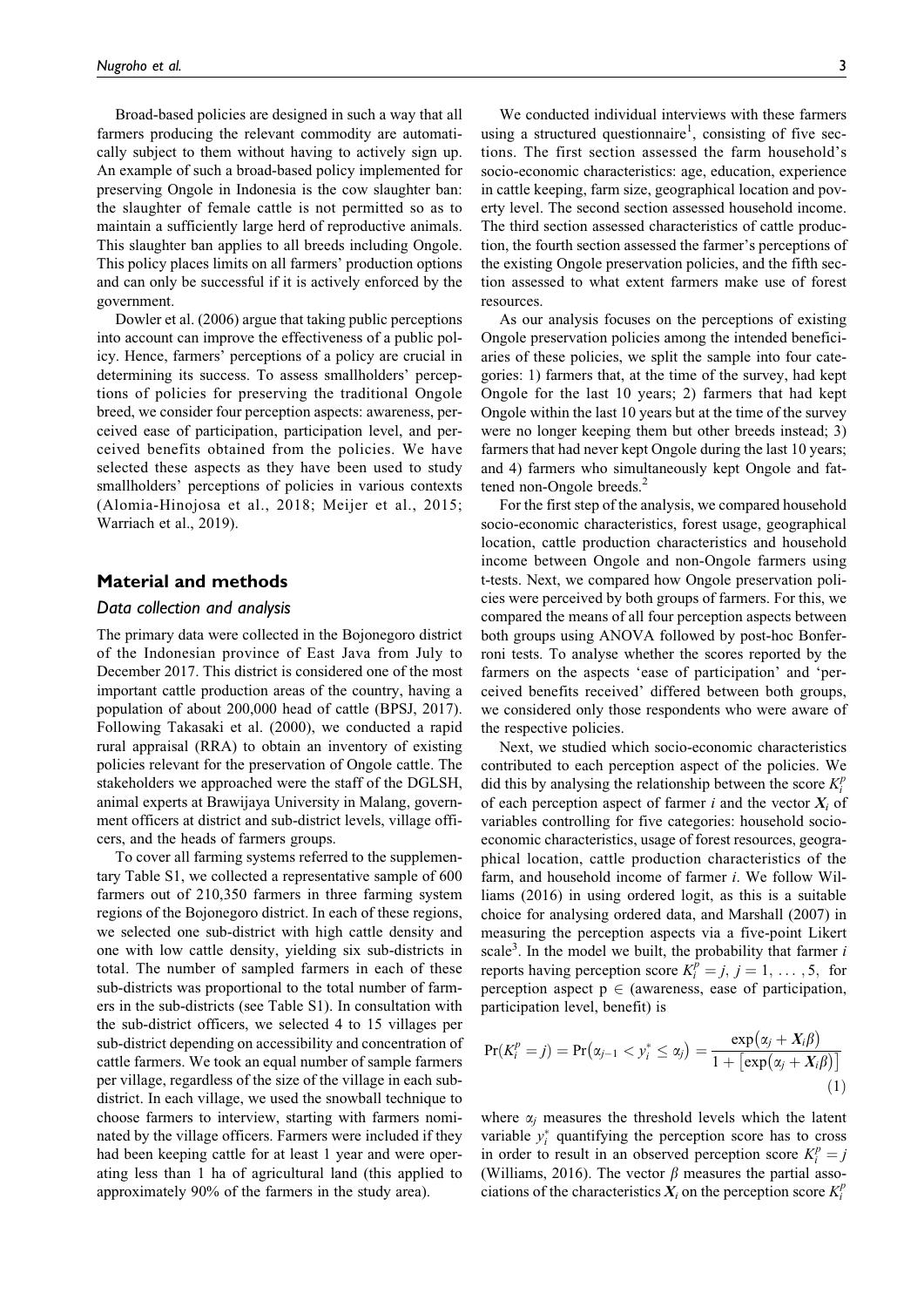Broad-based policies are designed in such a way that all farmers producing the relevant commodity are automatically subject to them without having to actively sign up. An example of such a broad-based policy implemented for preserving Ongole in Indonesia is the cow slaughter ban: the slaughter of female cattle is not permitted so as to maintain a sufficiently large herd of reproductive animals. This slaughter ban applies to all breeds including Ongole. This policy places limits on all farmers' production options and can only be successful if it is actively enforced by the government.

Dowler et al. (2006) argue that taking public perceptions into account can improve the effectiveness of a public policy. Hence, farmers' perceptions of a policy are crucial in determining its success. To assess smallholders' perceptions of policies for preserving the traditional Ongole breed, we consider four perception aspects: awareness, perceived ease of participation, participation level, and perceived benefits obtained from the policies. We have selected these aspects as they have been used to study smallholders' perceptions of policies in various contexts (Alomia-Hinojosa et al., 2018; Meijer et al., 2015; Warriach et al., 2019).

## Material and methods

### Data collection and analysis

The primary data were collected in the Bojonegoro district of the Indonesian province of East Java from July to December 2017. This district is considered one of the most important cattle production areas of the country, having a population of about 200,000 head of cattle (BPSJ, 2017). Following Takasaki et al. (2000), we conducted a rapid rural appraisal (RRA) to obtain an inventory of existing policies relevant for the preservation of Ongole cattle. The stakeholders we approached were the staff of the DGLSH, animal experts at Brawijaya University in Malang, government officers at district and sub-district levels, village officers, and the heads of farmers groups.

To cover all farming systems referred to the supplementary Table S1, we collected a representative sample of 600 farmers out of 210,350 farmers in three farming system regions of the Bojonegoro district. In each of these regions, we selected one sub-district with high cattle density and one with low cattle density, yielding six sub-districts in total. The number of sampled farmers in each of these sub-districts was proportional to the total number of farmers in the sub-districts (see Table S1). In consultation with the sub-district officers, we selected 4 to 15 villages per sub-district depending on accessibility and concentration of cattle farmers. We took an equal number of sample farmers per village, regardless of the size of the village in each sub-district. In each village, we used the snowball technique to choose farmers to interview, starting with farmers nominated by the village officers. Farmers were included if they had been keeping cattle for at least 1 year and were operating less than 1 ha of agricultural land (this applied to approximately 90% of the farmers in the study area).

We conducted individual interviews with these farmers using a structured questionnaire[1], consisting of five sections. The first section assessed the farm household's socio-economic characteristics: age, education, experience in cattle keeping, farm size, geographical location and poverty level. The second section assessed household income. The third section assessed characteristics of cattle production, the fourth section assessed the farmer's perceptions of the existing Ongole preservation policies, and the fifth section assessed to what extent farmers make use of forest resources.

As our analysis focuses on the perceptions of existing Ongole preservation policies among the intended beneficiaries of these policies, we split the sample into four categories: 1) farmers that, at the time of the survey, had kept Ongole for the last 10 years; 2) farmers that had kept Ongole within the last 10 years but at the time of the survey were no longer keeping them but other breeds instead; 3) farmers that had never kept Ongole during the last 10 years; and 4) farmers who simultaneously kept Ongole and fattened non-Ongole breeds.[2]

For the first step of the analysis, we compared household socio-economic characteristics, forest usage, geographical location, cattle production characteristics and household income between Ongole and non-Ongole farmers using t-tests. Next, we compared how Ongole preservation policies were perceived by both groups of farmers. For this, we compared the means of all four perception aspects between both groups using ANOVA followed by post-hoc Bonferroni tests. To analyse whether the scores reported by the farmers on the aspects 'ease of participation' and 'perceived benefits received' differed between both groups, we considered only those respondents who were aware of the respective policies.

Next, we studied which socio-economic characteristics contributed to each perception aspect of the policies. We did this by analysing the relationship between the score $K_i^p$ of each perception aspect of farmer $i$ and the vector $\boldsymbol{X}_i$ of variables controlling for five categories: household socio-economic characteristics, usage of forest resources, geographical location, cattle production characteristics of the farm, and household income of farmer $i$. We follow Williams (2016) in using ordered logit, as this is a suitable choice for analysing ordered data, and Marshall (2007) in measuring the perception aspects via a five-point Likert scale[3]. In the model we built, the probability that farmer $i$ reports having perception score $K_i^p = j,\ j = 1, \ldots, 5,$ for perception aspect $p \in$ (awareness, ease of participation, participation level, benefit) is

$$\Pr(K_i^p = j) = \Pr(\alpha_{j-1} < y_i^* \leq \alpha_j) = \frac{\exp(\alpha_j + \boldsymbol{X}_i\beta)}{1 + [\exp(\alpha_j + \boldsymbol{X}_i\beta)]} \tag{1}$$

where $\alpha_j$ measures the threshold levels which the latent variable $y_i^*$ quantifying the perception score has to cross in order to result in an observed perception score $K_i^p = j$ (Williams, 2016). The vector $\beta$ measures the partial associations of the characteristics $\boldsymbol{X}_i$ on the perception score $K_i^p$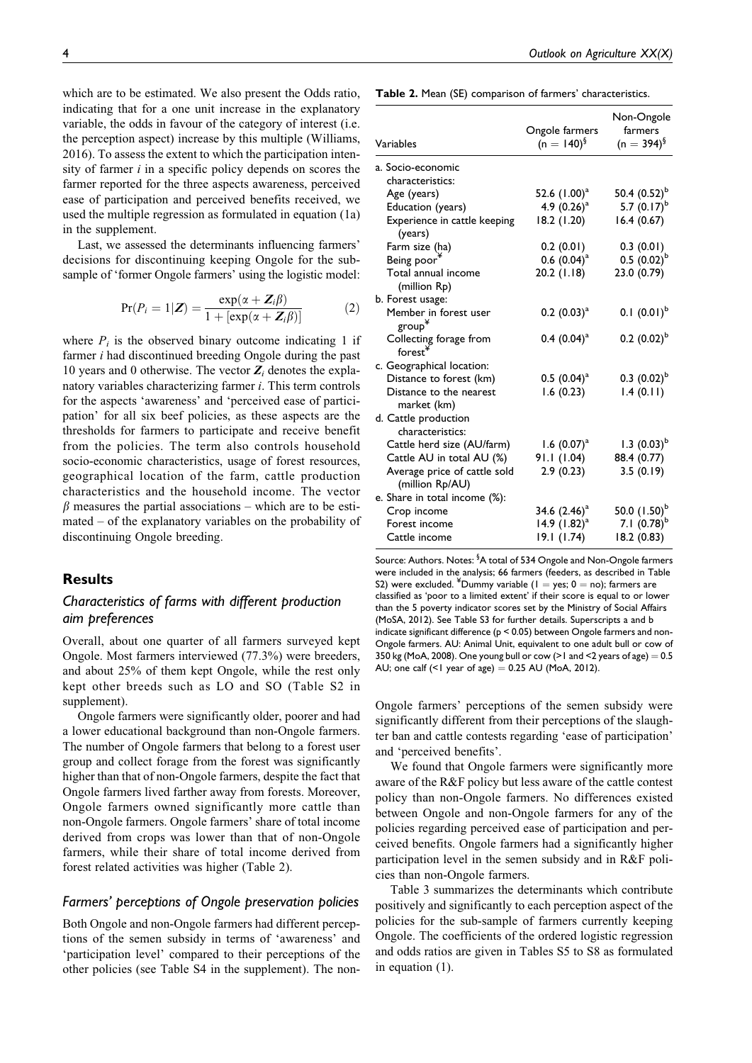which are to be estimated. We also present the Odds ratio, indicating that for a one unit increase in the explanatory variable, the odds in favour of the category of interest (i.e. the perception aspect) increase by this multiple (Williams, 2016). To assess the extent to which the participation intensity of farmer $i$ in a specific policy depends on scores the farmer reported for the three aspects awareness, perceived ease of participation and perceived benefits received, we used the multiple regression as formulated in equation (1a) in the supplement.

Last, we assessed the determinants influencing farmers' decisions for discontinuing keeping Ongole for the subsample of 'former Ongole farmers' using the logistic model:

$$\Pr(P_i = 1|\boldsymbol{Z}) = \frac{\exp(\alpha + \boldsymbol{Z}_i\beta)}{1 + [\exp(\alpha + \boldsymbol{Z}_i\beta)]} \qquad (2)$$

where $P_i$ is the observed binary outcome indicating 1 if farmer $i$ had discontinued breeding Ongole during the past 10 years and 0 otherwise. The vector $\boldsymbol{Z}_i$ denotes the explanatory variables characterizing farmer $i$. This term controls for the aspects 'awareness' and 'perceived ease of participation' for all six beef policies, as these aspects are the thresholds for farmers to participate and receive benefit from the policies. The term also controls household socio-economic characteristics, usage of forest resources, geographical location of the farm, cattle production characteristics and the household income. The vector $\beta$ measures the partial associations – which are to be estimated – of the explanatory variables on the probability of discontinuing Ongole breeding.

## Results

### Characteristics of farms with different production aim preferences

Overall, about one quarter of all farmers surveyed kept Ongole. Most farmers interviewed (77.3%) were breeders, and about 25% of them kept Ongole, while the rest only kept other breeds such as LO and SO (Table S2 in supplement).

Ongole farmers were significantly older, poorer and had a lower educational background than non-Ongole farmers. The number of Ongole farmers that belong to a forest user group and collect forage from the forest was significantly higher than that of non-Ongole farmers, despite the fact that Ongole farmers lived farther away from forests. Moreover, Ongole farmers owned significantly more cattle than non-Ongole farmers. Ongole farmers' share of total income derived from crops was lower than that of non-Ongole farmers, while their share of total income derived from forest related activities was higher (Table 2).

### Farmers' perceptions of Ongole preservation policies

Both Ongole and non-Ongole farmers had different perceptions of the semen subsidy in terms of 'awareness' and 'participation level' compared to their perceptions of the other policies (see Table S4 in the supplement). The non-Ongole farmers' perceptions of the semen subsidy were significantly different from their perceptions of the slaughter ban and cattle contests regarding 'ease of participation' and 'perceived benefits'.

We found that Ongole farmers were significantly more aware of the R&F policy but less aware of the cattle contest policy than non-Ongole farmers. No differences existed between Ongole and non-Ongole farmers for any of the policies regarding perceived ease of participation and perceived benefits. Ongole farmers had a significantly higher participation level in the semen subsidy and in R&F policies than non-Ongole farmers.

Table 3 summarizes the determinants which contribute positively and significantly to each perception aspect of the policies for the sub-sample of farmers currently keeping Ongole. The coefficients of the ordered logistic regression and odds ratios are given in Tables S5 to S8 as formulated in equation (1).

**Table 2.** Mean (SE) comparison of farmers' characteristics.

| Variables | Ongole farmers ($n = 140$)[§] | Non-Ongole farmers ($n = 394$)[§] |
|---|---|---|
| a. Socio-economic characteristics: | | |
| Age (years) | 52.6 (1.00)[a] | 50.4 (0.52)[b] |
| Education (years) | 4.9 (0.26)[a] | 5.7 (0.17)[b] |
| Experience in cattle keeping (years) | 18.2 (1.20) | 16.4 (0.67) |
| Farm size (ha) | 0.2 (0.01) | 0.3 (0.01) |
| Being poor[¥] | 0.6 (0.04)[a] | 0.5 (0.02)[b] |
| Total annual income (million Rp) | 20.2 (1.18) | 23.0 (0.79) |
| b. Forest usage: | | |
| Member in forest user group[¥] | 0.2 (0.03)[a] | 0.1 (0.01)[b] |
| Collecting forage from forest[¥] | 0.4 (0.04)[a] | 0.2 (0.02)[b] |
| c. Geographical location: | | |
| Distance to forest (km) | 0.5 (0.04)[a] | 0.3 (0.02)[b] |
| Distance to the nearest market (km) | 1.6 (0.23) | 1.4 (0.11) |
| d. Cattle production characteristics: | | |
| Cattle herd size (AU/farm) | 1.6 (0.07)[a] | 1.3 (0.03)[b] |
| Cattle AU in total AU (%) | 91.1 (1.04) | 88.4 (0.77) |
| Average price of cattle sold (million Rp/AU) | 2.9 (0.23) | 3.5 (0.19) |
| e. Share in total income (%): | | |
| Crop income | 34.6 (2.46)[a] | 50.0 (1.50)[b] |
| Forest income | 14.9 (1.82)[a] | 7.1 (0.78)[b] |
| Cattle income | 19.1 (1.74) | 18.2 (0.83) |

Source: Authors. Notes: [§]A total of 534 Ongole and Non-Ongole farmers were included in the analysis; 66 farmers (feeders, as described in Table S2) were excluded. [¥]Dummy variable (1 = yes; 0 = no); farmers are classified as 'poor to a limited extent' if their score is equal to or lower than the 5 poverty indicator scores set by the Ministry of Social Affairs (MoSA, 2012). See Table S3 for further details. Superscripts a and b indicate significant difference ($p < 0.05$) between Ongole farmers and non-Ongole farmers. AU: Animal Unit, equivalent to one adult bull or cow of 350 kg (MoA, 2008). One young bull or cow (>1 and <2 years of age) = 0.5 AU; one calf (<1 year of age) = 0.25 AU (MoA, 2012).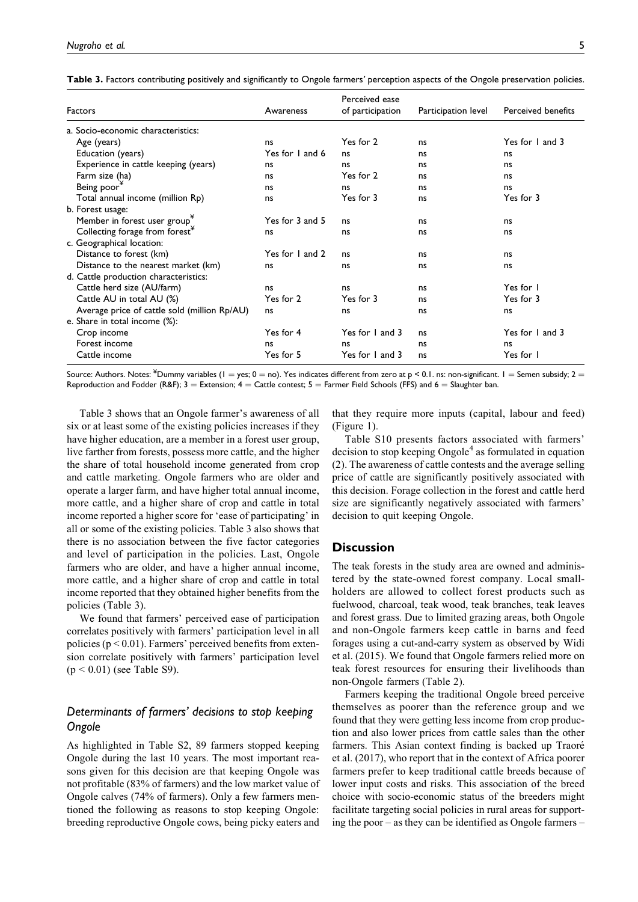**Table 3.** Factors contributing positively and significantly to Ongole farmers' perception aspects of the Ongole preservation policies.

| Factors | Awareness | Perceived ease of participation | Participation level | Perceived benefits |
|---|---|---|---|---|
| a. Socio-economic characteristics: | | | | |
| Age (years) | ns | Yes for 2 | ns | Yes for 1 and 3 |
| Education (years) | Yes for 1 and 6 | ns | ns | ns |
| Experience in cattle keeping (years) | ns | ns | ns | ns |
| Farm size (ha) | ns | Yes for 2 | ns | ns |
| Being poor[¥] | ns | ns | ns | ns |
| Total annual income (million Rp) | ns | Yes for 3 | ns | Yes for 3 |
| b. Forest usage: | | | | |
| Member in forest user group[¥] | Yes for 3 and 5 | ns | ns | ns |
| Collecting forage from forest[¥] | ns | ns | ns | ns |
| c. Geographical location: | | | | |
| Distance to forest (km) | Yes for 1 and 2 | ns | ns | ns |
| Distance to the nearest market (km) | ns | ns | ns | ns |
| d. Cattle production characteristics: | | | | |
| Cattle herd size (AU/farm) | ns | ns | ns | Yes for 1 |
| Cattle AU in total AU (%) | Yes for 2 | Yes for 3 | ns | Yes for 3 |
| Average price of cattle sold (million Rp/AU) | ns | ns | ns | ns |
| e. Share in total income (%): | | | | |
| Crop income | Yes for 4 | Yes for 1 and 3 | ns | Yes for 1 and 3 |
| Forest income | ns | ns | ns | ns |
| Cattle income | Yes for 5 | Yes for 1 and 3 | ns | Yes for 1 |

Source: Authors. Notes: [¥]Dummy variables (1 = yes; 0 = no). Yes indicates different from zero at $p < 0.1$. ns: non-significant. 1 = Semen subsidy; 2 = Reproduction and Fodder (R&F); 3 = Extension; 4 = Cattle contest; 5 = Farmer Field Schools (FFS) and 6 = Slaughter ban.

Table 3 shows that an Ongole farmer's awareness of all six or at least some of the existing policies increases if they have higher education, are a member in a forest user group, live farther from forests, possess more cattle, and the higher the share of total household income generated from crop and cattle marketing. Ongole farmers who are older and operate a larger farm, and have higher total annual income, more cattle, and a higher share of crop and cattle in total income reported a higher score for 'ease of participating' in all or some of the existing policies. Table 3 also shows that there is no association between the five factor categories and level of participation in the policies. Last, Ongole farmers who are older, and have a higher annual income, more cattle, and a higher share of crop and cattle in total income reported that they obtained higher benefits from the policies (Table 3).

We found that farmers' perceived ease of participation correlates positively with farmers' participation level in all policies ($p < 0.01$). Farmers' perceived benefits from extension correlate positively with farmers' participation level ($p < 0.01$) (see Table S9).

### Determinants of farmers' decisions to stop keeping Ongole

As highlighted in Table S2, 89 farmers stopped keeping Ongole during the last 10 years. The most important reasons given for this decision are that keeping Ongole was not profitable (83% of farmers) and the low market value of Ongole calves (74% of farmers). Only a few farmers mentioned the following as reasons to stop keeping Ongole: breeding reproductive Ongole cows, being picky eaters and that they require more inputs (capital, labour and feed) (Figure 1).

Table S10 presents factors associated with farmers' decision to stop keeping Ongole[4] as formulated in equation (2). The awareness of cattle contests and the average selling price of cattle are significantly positively associated with this decision. Forage collection in the forest and cattle herd size are significantly negatively associated with farmers' decision to quit keeping Ongole.

## Discussion

The teak forests in the study area are owned and administered by the state-owned forest company. Local smallholders are allowed to collect forest products such as fuelwood, charcoal, teak wood, teak branches, teak leaves and forest grass. Due to limited grazing areas, both Ongole and non-Ongole farmers keep cattle in barns and feed forages using a cut-and-carry system as observed by Widi et al. (2015). We found that Ongole farmers relied more on teak forest resources for ensuring their livelihoods than non-Ongole farmers (Table 2).

Farmers keeping the traditional Ongole breed perceive themselves as poorer than the reference group and we found that they were getting less income from crop production and also lower prices from cattle sales than the other farmers. This Asian context finding is backed up Traoré et al. (2017), who report that in the context of Africa poorer farmers prefer to keep traditional cattle breeds because of lower input costs and risks. This association of the breed choice with socio-economic status of the breeders might facilitate targeting social policies in rural areas for supporting the poor – as they can be identified as Ongole farmers –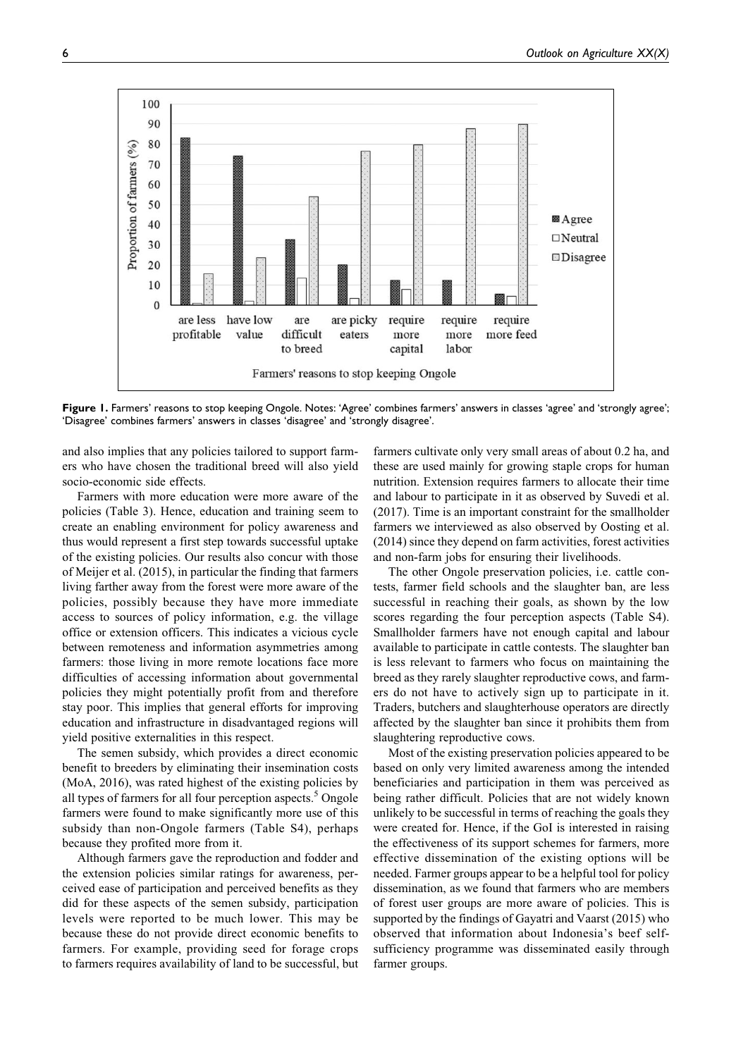Figure 1. Farmers' reasons to stop keeping Ongole. Notes: 'Agree' combines farmers' answers in classes 'agree' and 'strongly agree'; 'Disagree' combines farmers' answers in classes 'disagree' and 'strongly disagree'.

and also implies that any policies tailored to support farmers who have chosen the traditional breed will also yield socio-economic side effects.

Farmers with more education were more aware of the policies (Table 3). Hence, education and training seem to create an enabling environment for policy awareness and thus would represent a first step towards successful uptake of the existing policies. Our results also concur with those of Meijer et al. (2015), in particular the finding that farmers living farther away from the forest were more aware of the policies, possibly because they have more immediate access to sources of policy information, e.g. the village office or extension officers. This indicates a vicious cycle between remoteness and information asymmetries among farmers: those living in more remote locations face more difficulties of accessing information about governmental policies they might potentially profit from and therefore stay poor. This implies that general efforts for improving education and infrastructure in disadvantaged regions will yield positive externalities in this respect.

The semen subsidy, which provides a direct economic benefit to breeders by eliminating their insemination costs (MoA, 2016), was rated highest of the existing policies by all types of farmers for all four perception aspects.[5] Ongole farmers were found to make significantly more use of this subsidy than non-Ongole farmers (Table S4), perhaps because they profited more from it.

Although farmers gave the reproduction and fodder and the extension policies similar ratings for awareness, perceived ease of participation and perceived benefits as they did for these aspects of the semen subsidy, participation levels were reported to be much lower. This may be because these do not provide direct economic benefits to farmers. For example, providing seed for forage crops to farmers requires availability of land to be successful, but farmers cultivate only very small areas of about 0.2 ha, and these are used mainly for growing staple crops for human nutrition. Extension requires farmers to allocate their time and labour to participate in it as observed by Suvedi et al. (2017). Time is an important constraint for the smallholder farmers we interviewed as also observed by Oosting et al. (2014) since they depend on farm activities, forest activities and non-farm jobs for ensuring their livelihoods.

The other Ongole preservation policies, i.e. cattle contests, farmer field schools and the slaughter ban, are less successful in reaching their goals, as shown by the low scores regarding the four perception aspects (Table S4). Smallholder farmers have not enough capital and labour available to participate in cattle contests. The slaughter ban is less relevant to farmers who focus on maintaining the breed as they rarely slaughter reproductive cows, and farmers do not have to actively sign up to participate in it. Traders, butchers and slaughterhouse operators are directly affected by the slaughter ban since it prohibits them from slaughtering reproductive cows.

Most of the existing preservation policies appeared to be based on only very limited awareness among the intended beneficiaries and participation in them was perceived as being rather difficult. Policies that are not widely known unlikely to be successful in terms of reaching the goals they were created for. Hence, if the GoI is interested in raising the effectiveness of its support schemes for farmers, more effective dissemination of the existing options will be needed. Farmer groups appear to be a helpful tool for policy dissemination, as we found that farmers who are members of forest user groups are more aware of policies. This is supported by the findings of Gayatri and Vaarst (2015) who observed that information about Indonesia's beef self-sufficiency programme was disseminated easily through farmer groups.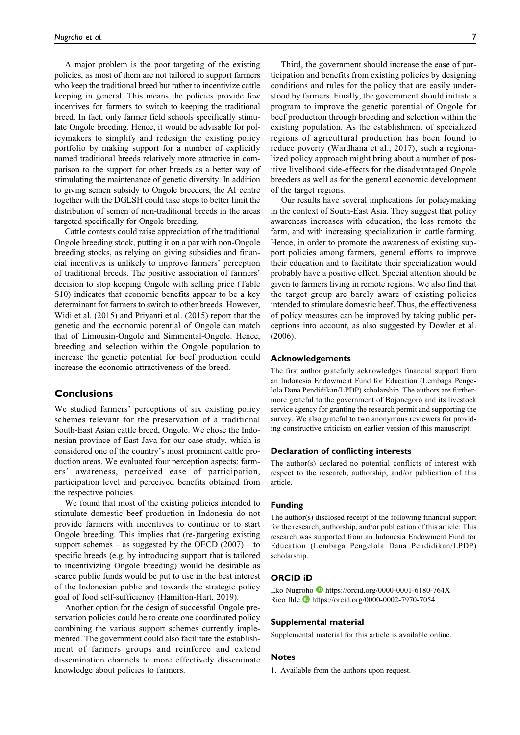A major problem is the poor targeting of the existing policies, as most of them are not tailored to support farmers who keep the traditional breed but rather to incentivize cattle keeping in general. This means the policies provide few incentives for farmers to switch to keeping the traditional breed. In fact, only farmer field schools specifically stimulate Ongole breeding. Hence, it would be advisable for policymakers to simplify and redesign the existing policy portfolio by making support for a number of explicitly named traditional breeds relatively more attractive in comparison to the support for other breeds as a better way of stimulating the maintenance of genetic diversity. In addition to giving semen subsidy to Ongole breeders, the AI centre together with the DGLSH could take steps to better limit the distribution of semen of non-traditional breeds in the areas targeted specifically for Ongole breeding.

Cattle contests could raise appreciation of the traditional Ongole breeding stock, putting it on a par with non-Ongole breeding stocks, as relying on giving subsidies and financial incentives is unlikely to improve farmers' perception of traditional breeds. The positive association of farmers' decision to stop keeping Ongole with selling price (Table S10) indicates that economic benefits appear to be a key determinant for farmers to switch to other breeds. However, Widi et al. (2015) and Priyanti et al. (2015) report that the genetic and the economic potential of Ongole can match that of Limousin-Ongole and Simmental-Ongole. Hence, breeding and selection within the Ongole population to increase the genetic potential for beef production could increase the economic attractiveness of the breed.

## Conclusions

We studied farmers' perceptions of six existing policy schemes relevant for the preservation of a traditional South-East Asian cattle breed, Ongole. We chose the Indonesian province of East Java for our case study, which is considered one of the country's most prominent cattle production areas. We evaluated four perception aspects: farmers' awareness, perceived ease of participation, participation level and perceived benefits obtained from the respective policies.

We found that most of the existing policies intended to stimulate domestic beef production in Indonesia do not provide farmers with incentives to continue or to start Ongole breeding. This implies that (re-)targeting existing support schemes – as suggested by the OECD (2007) – to specific breeds (e.g. by introducing support that is tailored to incentivizing Ongole breeding) would be desirable as scarce public funds would be put to use in the best interest of the Indonesian public and towards the strategic policy goal of food self-sufficiency (Hamilton-Hart, 2019).

Another option for the design of successful Ongole preservation policies could be to create one coordinated policy combining the various support schemes currently implemented. The government could also facilitate the establishment of farmers groups and reinforce and extend dissemination channels to more effectively disseminate knowledge about policies to farmers.

Third, the government should increase the ease of participation and benefits from existing policies by designing conditions and rules for the policy that are easily understood by farmers. Finally, the government should initiate a program to improve the genetic potential of Ongole for beef production through breeding and selection within the existing population. As the establishment of specialized regions of agricultural production has been found to reduce poverty (Wardhana et al., 2017), such a regionalized policy approach might bring about a number of positive livelihood side-effects for the disadvantaged Ongole breeders as well as for the general economic development of the target regions.

Our results have several implications for policymaking in the context of South-East Asia. They suggest that policy awareness increases with education, the less remote the farm, and with increasing specialization in cattle farming. Hence, in order to promote the awareness of existing support policies among farmers, general efforts to improve their education and to facilitate their specialization would probably have a positive effect. Special attention should be given to farmers living in remote regions. We also find that the target group are barely aware of existing policies intended to stimulate domestic beef. Thus, the effectiveness of policy measures can be improved by taking public perceptions into account, as also suggested by Dowler et al. (2006).

### Acknowledgements

The first author gratefully acknowledges financial support from an Indonesia Endowment Fund for Education (Lembaga Pengelola Dana Pendidikan/LPDP) scholarship. The authors are furthermore grateful to the government of Bojonegoro and its livestock service agency for granting the research permit and supporting the survey. We also grateful to two anonymous reviewers for providing constructive criticism on earlier version of this manuscript.

### Declaration of conflicting interests

The author(s) declared no potential conflicts of interest with respect to the research, authorship, and/or publication of this article.

### Funding

The author(s) disclosed receipt of the following financial support for the research, authorship, and/or publication of this article: This research was supported from an Indonesia Endowment Fund for Education (Lembaga Pengelola Dana Pendidikan/LPDP) scholarship.

### ORCID iD

Eko Nugroho https://orcid.org/0000-0001-6180-764X
Rico Ihle https://orcid.org/0000-0002-7970-7054

### Supplemental material

Supplemental material for this article is available online.

### Notes

1. Available from the authors upon request.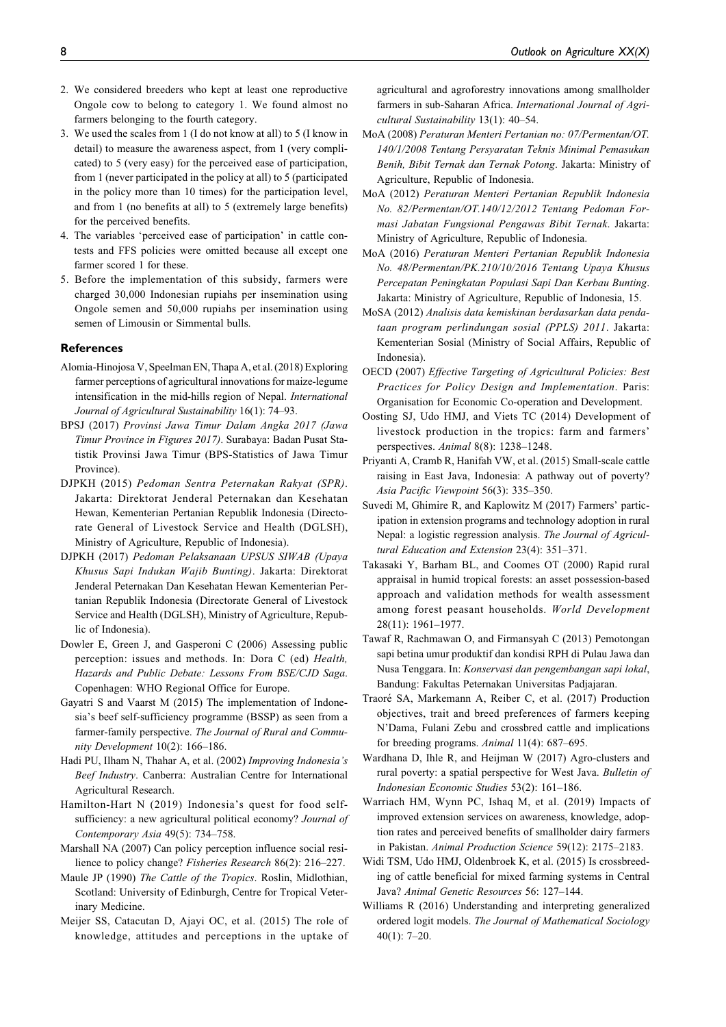2. We considered breeders who kept at least one reproductive Ongole cow to belong to category 1. We found almost no farmers belonging to the fourth category.
3. We used the scales from 1 (I do not know at all) to 5 (I know in detail) to measure the awareness aspect, from 1 (very complicated) to 5 (very easy) for the perceived ease of participation, from 1 (never participated in the policy at all) to 5 (participated in the policy more than 10 times) for the participation level, and from 1 (no benefits at all) to 5 (extremely large benefits) for the perceived benefits.
4. The variables 'perceived ease of participation' in cattle contests and FFS policies were omitted because all except one farmer scored 1 for these.
5. Before the implementation of this subsidy, farmers were charged 30,000 Indonesian rupiahs per insemination using Ongole semen and 50,000 rupiahs per insemination using semen of Limousin or Simmental bulls.

## References

Alomia-Hinojosa V, Speelman EN, Thapa A, et al. (2018) Exploring farmer perceptions of agricultural innovations for maize-legume intensification in the mid-hills region of Nepal. *International Journal of Agricultural Sustainability* 16(1): 74–93.

BPSJ (2017) *Provinsi Jawa Timur Dalam Angka 2017 (Jawa Timur Province in Figures 2017)*. Surabaya: Badan Pusat Statistik Provinsi Jawa Timur (BPS-Statistics of Jawa Timur Province).

DJPKH (2015) *Pedoman Sentra Peternakan Rakyat (SPR)*. Jakarta: Direktorat Jenderal Peternakan dan Kesehatan Hewan, Kementerian Pertanian Republik Indonesia (Directorate General of Livestock Service and Health (DGLSH), Ministry of Agriculture, Republic of Indonesia).

DJPKH (2017) *Pedoman Pelaksanaan UPSUS SIWAB (Upaya Khusus Sapi Indukan Wajib Bunting)*. Jakarta: Direktorat Jenderal Peternakan Dan Kesehatan Hewan Kementerian Pertanian Republik Indonesia (Directorate General of Livestock Service and Health (DGLSH), Ministry of Agriculture, Republic of Indonesia).

Dowler E, Green J, and Gasperoni C (2006) Assessing public perception: issues and methods. In: Dora C (ed) *Health, Hazards and Public Debate: Lessons From BSE/CJD Saga*. Copenhagen: WHO Regional Office for Europe.

Gayatri S and Vaarst M (2015) The implementation of Indonesia's beef self-sufficiency programme (BSSP) as seen from a farmer-family perspective. *The Journal of Rural and Community Development* 10(2): 166–186.

Hadi PU, Ilham N, Thahar A, et al. (2002) *Improving Indonesia's Beef Industry*. Canberra: Australian Centre for International Agricultural Research.

Hamilton-Hart N (2019) Indonesia's quest for food self-sufficiency: a new agricultural political economy? *Journal of Contemporary Asia* 49(5): 734–758.

Marshall NA (2007) Can policy perception influence social resilience to policy change? *Fisheries Research* 86(2): 216–227.

Maule JP (1990) *The Cattle of the Tropics*. Roslin, Midlothian, Scotland: University of Edinburgh, Centre for Tropical Veterinary Medicine.

Meijer SS, Catacutan D, Ajayi OC, et al. (2015) The role of knowledge, attitudes and perceptions in the uptake of agricultural and agroforestry innovations among smallholder farmers in sub-Saharan Africa. *International Journal of Agricultural Sustainability* 13(1): 40–54.

MoA (2008) *Peraturan Menteri Pertanian no: 07/Permentan/OT. 140/1/2008 Tentang Persyaratan Teknis Minimal Pemasukan Benih, Bibit Ternak dan Ternak Potong*. Jakarta: Ministry of Agriculture, Republic of Indonesia.

MoA (2012) *Peraturan Menteri Pertanian Republik Indonesia No. 82/Permentan/OT.140/12/2012 Tentang Pedoman Formasi Jabatan Fungsional Pengawas Bibit Ternak*. Jakarta: Ministry of Agriculture, Republic of Indonesia.

MoA (2016) *Peraturan Menteri Pertanian Republik Indonesia No. 48/Permentan/PK.210/10/2016 Tentang Upaya Khusus Percepatan Peningkatan Populasi Sapi Dan Kerbau Bunting*. Jakarta: Ministry of Agriculture, Republic of Indonesia, 15.

MoSA (2012) *Analisis data kemiskinan berdasarkan data pendataan program perlindungan sosial (PPLS) 2011*. Jakarta: Kementerian Sosial (Ministry of Social Affairs, Republic of Indonesia).

OECD (2007) *Effective Targeting of Agricultural Policies: Best Practices for Policy Design and Implementation*. Paris: Organisation for Economic Co-operation and Development.

Oosting SJ, Udo HMJ, and Viets TC (2014) Development of livestock production in the tropics: farm and farmers' perspectives. *Animal* 8(8): 1238–1248.

Priyanti A, Cramb R, Hanifah VW, et al. (2015) Small-scale cattle raising in East Java, Indonesia: A pathway out of poverty? *Asia Pacific Viewpoint* 56(3): 335–350.

Suvedi M, Ghimire R, and Kaplowitz M (2017) Farmers' participation in extension programs and technology adoption in rural Nepal: a logistic regression analysis. *The Journal of Agricultural Education and Extension* 23(4): 351–371.

Takasaki Y, Barham BL, and Coomes OT (2000) Rapid rural appraisal in humid tropical forests: an asset possession-based approach and validation methods for wealth assessment among forest peasant households. *World Development* 28(11): 1961–1977.

Tawaf R, Rachmawan O, and Firmansyah C (2013) Pemotongan sapi betina umur produktif dan kondisi RPH di Pulau Jawa dan Nusa Tenggara. In: *Konservasi dan pengembangan sapi lokal*, Bandung: Fakultas Peternakan Universitas Padjajaran.

Traoré SA, Markemann A, Reiber C, et al. (2017) Production objectives, trait and breed preferences of farmers keeping N'Dama, Fulani Zebu and crossbred cattle and implications for breeding programs. *Animal* 11(4): 687–695.

Wardhana D, Ihle R, and Heijman W (2017) Agro-clusters and rural poverty: a spatial perspective for West Java. *Bulletin of Indonesian Economic Studies* 53(2): 161–186.

Warriach HM, Wynn PC, Ishaq M, et al. (2019) Impacts of improved extension services on awareness, knowledge, adoption rates and perceived benefits of smallholder dairy farmers in Pakistan. *Animal Production Science* 59(12): 2175–2183.

Widi TSM, Udo HMJ, Oldenbroek K, et al. (2015) Is crossbreeding of cattle beneficial for mixed farming systems in Central Java? *Animal Genetic Resources* 56: 127–144.

Williams R (2016) Understanding and interpreting generalized ordered logit models. *The Journal of Mathematical Sociology* 40(1): 7–20.